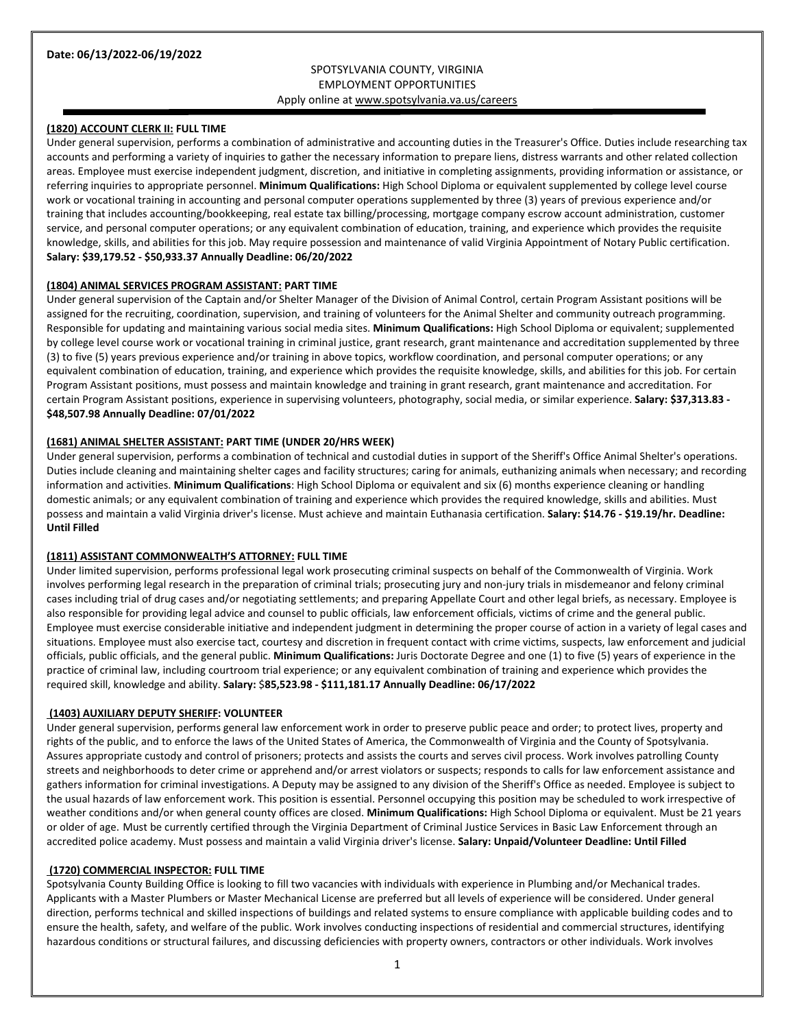**Date: 06/13/2022-06/19/2022**

SPOTSYLVANIA COUNTY, VIRGINIA
EMPLOYMENT OPPORTUNITIES
Apply online at www.spotsylvania.va.us/careers

**(1820) ACCOUNT CLERK II: FULL TIME**
Under general supervision, performs a combination of administrative and accounting duties in the Treasurer's Office. Duties include researching tax accounts and performing a variety of inquiries to gather the necessary information to prepare liens, distress warrants and other related collection areas. Employee must exercise independent judgment, discretion, and initiative in completing assignments, providing information or assistance, or referring inquiries to appropriate personnel. **Minimum Qualifications:** High School Diploma or equivalent supplemented by college level course work or vocational training in accounting and personal computer operations supplemented by three (3) years of previous experience and/or training that includes accounting/bookkeeping, real estate tax billing/processing, mortgage company escrow account administration, customer service, and personal computer operations; or any equivalent combination of education, training, and experience which provides the requisite knowledge, skills, and abilities for this job. May require possession and maintenance of valid Virginia Appointment of Notary Public certification. **Salary: $39,179.52 - $50,933.37 Annually Deadline: 06/20/2022**

**(1804) ANIMAL SERVICES PROGRAM ASSISTANT: PART TIME**
Under general supervision of the Captain and/or Shelter Manager of the Division of Animal Control, certain Program Assistant positions will be assigned for the recruiting, coordination, supervision, and training of volunteers for the Animal Shelter and community outreach programming. Responsible for updating and maintaining various social media sites. **Minimum Qualifications:** High School Diploma or equivalent; supplemented by college level course work or vocational training in criminal justice, grant research, grant maintenance and accreditation supplemented by three (3) to five (5) years previous experience and/or training in above topics, workflow coordination, and personal computer operations; or any equivalent combination of education, training, and experience which provides the requisite knowledge, skills, and abilities for this job. For certain Program Assistant positions, must possess and maintain knowledge and training in grant research, grant maintenance and accreditation. For certain Program Assistant positions, experience in supervising volunteers, photography, social media, or similar experience. **Salary: $37,313.83 - $48,507.98 Annually Deadline: 07/01/2022**

**(1681) ANIMAL SHELTER ASSISTANT: PART TIME (UNDER 20/HRS WEEK)**
Under general supervision, performs a combination of technical and custodial duties in support of the Sheriff's Office Animal Shelter's operations. Duties include cleaning and maintaining shelter cages and facility structures; caring for animals, euthanizing animals when necessary; and recording information and activities. **Minimum Qualifications**: High School Diploma or equivalent and six (6) months experience cleaning or handling domestic animals; or any equivalent combination of training and experience which provides the required knowledge, skills and abilities. Must possess and maintain a valid Virginia driver's license. Must achieve and maintain Euthanasia certification. **Salary: $14.76 - $19.19/hr. Deadline: Until Filled**

**(1811) ASSISTANT COMMONWEALTH'S ATTORNEY: FULL TIME**
Under limited supervision, performs professional legal work prosecuting criminal suspects on behalf of the Commonwealth of Virginia. Work involves performing legal research in the preparation of criminal trials; prosecuting jury and non-jury trials in misdemeanor and felony criminal cases including trial of drug cases and/or negotiating settlements; and preparing Appellate Court and other legal briefs, as necessary. Employee is also responsible for providing legal advice and counsel to public officials, law enforcement officials, victims of crime and the general public. Employee must exercise considerable initiative and independent judgment in determining the proper course of action in a variety of legal cases and situations. Employee must also exercise tact, courtesy and discretion in frequent contact with crime victims, suspects, law enforcement and judicial officials, public officials, and the general public. **Minimum Qualifications:** Juris Doctorate Degree and one (1) to five (5) years of experience in the practice of criminal law, including courtroom trial experience; or any equivalent combination of training and experience which provides the required skill, knowledge and ability. **Salary:** $**85,523.98 - $111,181.17 Annually Deadline: 06/17/2022**

**(1403) AUXILIARY DEPUTY SHERIFF: VOLUNTEER**
Under general supervision, performs general law enforcement work in order to preserve public peace and order; to protect lives, property and rights of the public, and to enforce the laws of the United States of America, the Commonwealth of Virginia and the County of Spotsylvania. Assures appropriate custody and control of prisoners; protects and assists the courts and serves civil process. Work involves patrolling County streets and neighborhoods to deter crime or apprehend and/or arrest violators or suspects; responds to calls for law enforcement assistance and gathers information for criminal investigations. A Deputy may be assigned to any division of the Sheriff's Office as needed. Employee is subject to the usual hazards of law enforcement work. This position is essential. Personnel occupying this position may be scheduled to work irrespective of weather conditions and/or when general county offices are closed. **Minimum Qualifications:** High School Diploma or equivalent. Must be 21 years or older of age. Must be currently certified through the Virginia Department of Criminal Justice Services in Basic Law Enforcement through an accredited police academy. Must possess and maintain a valid Virginia driver's license. **Salary: Unpaid/Volunteer Deadline: Until Filled**

**(1720) COMMERCIAL INSPECTOR: FULL TIME**
Spotsylvania County Building Office is looking to fill two vacancies with individuals with experience in Plumbing and/or Mechanical trades. Applicants with a Master Plumbers or Master Mechanical License are preferred but all levels of experience will be considered. Under general direction, performs technical and skilled inspections of buildings and related systems to ensure compliance with applicable building codes and to ensure the health, safety, and welfare of the public. Work involves conducting inspections of residential and commercial structures, identifying hazardous conditions or structural failures, and discussing deficiencies with property owners, contractors or other individuals. Work involves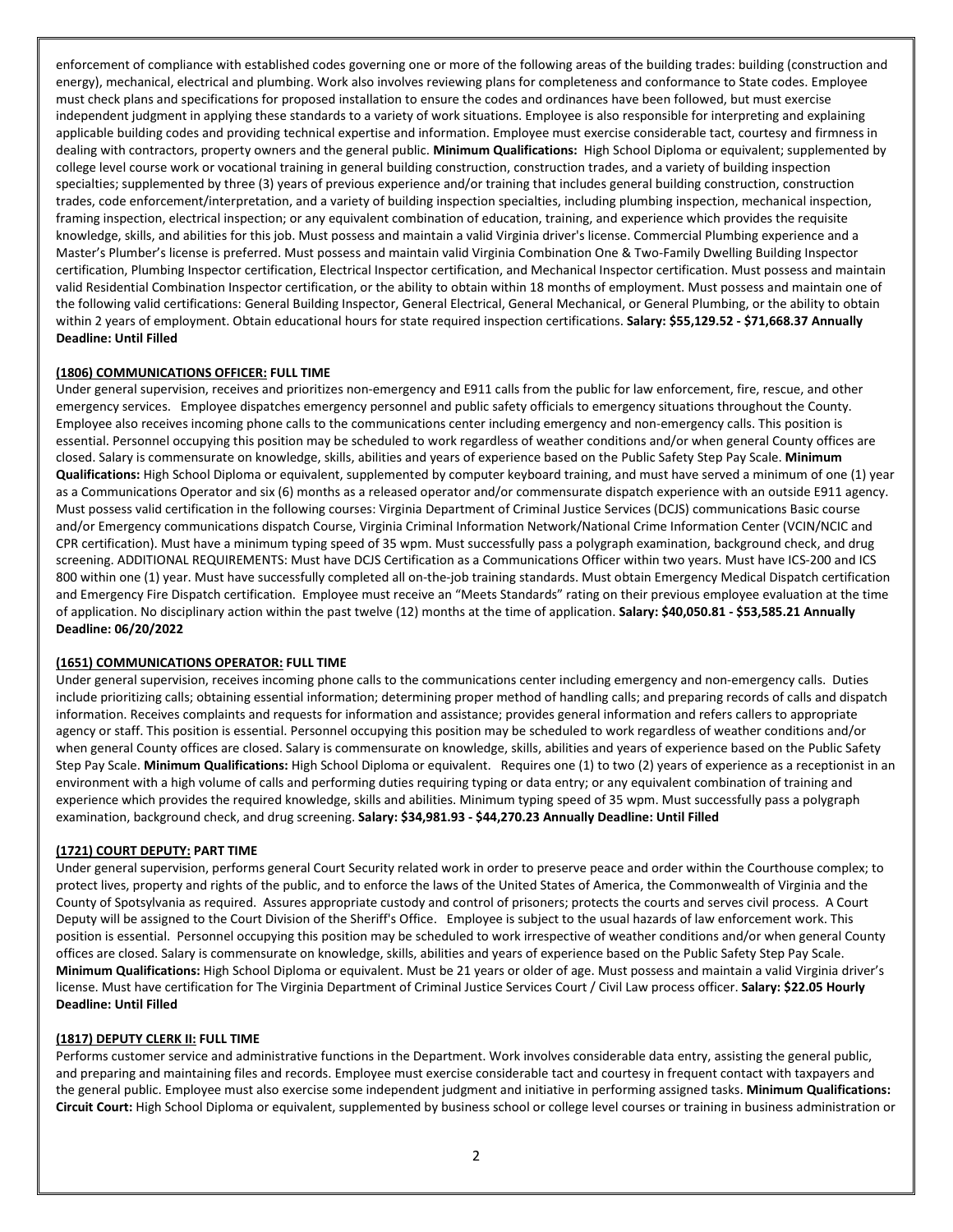enforcement of compliance with established codes governing one or more of the following areas of the building trades: building (construction and energy), mechanical, electrical and plumbing. Work also involves reviewing plans for completeness and conformance to State codes. Employee must check plans and specifications for proposed installation to ensure the codes and ordinances have been followed, but must exercise independent judgment in applying these standards to a variety of work situations. Employee is also responsible for interpreting and explaining applicable building codes and providing technical expertise and information. Employee must exercise considerable tact, courtesy and firmness in dealing with contractors, property owners and the general public. **Minimum Qualifications:** High School Diploma or equivalent; supplemented by college level course work or vocational training in general building construction, construction trades, and a variety of building inspection specialties; supplemented by three (3) years of previous experience and/or training that includes general building construction, construction trades, code enforcement/interpretation, and a variety of building inspection specialties, including plumbing inspection, mechanical inspection, framing inspection, electrical inspection; or any equivalent combination of education, training, and experience which provides the requisite knowledge, skills, and abilities for this job. Must possess and maintain a valid Virginia driver's license. Commercial Plumbing experience and a Master's Plumber's license is preferred. Must possess and maintain valid Virginia Combination One & Two-Family Dwelling Building Inspector certification, Plumbing Inspector certification, Electrical Inspector certification, and Mechanical Inspector certification. Must possess and maintain valid Residential Combination Inspector certification, or the ability to obtain within 18 months of employment. Must possess and maintain one of the following valid certifications: General Building Inspector, General Electrical, General Mechanical, or General Plumbing, or the ability to obtain within 2 years of employment. Obtain educational hours for state required inspection certifications. **Salary: $55,129.52 - $71,668.37 Annually Deadline: Until Filled**

**(1806) COMMUNICATIONS OFFICER: FULL TIME**

Under general supervision, receives and prioritizes non-emergency and E911 calls from the public for law enforcement, fire, rescue, and other emergency services. Employee dispatches emergency personnel and public safety officials to emergency situations throughout the County. Employee also receives incoming phone calls to the communications center including emergency and non-emergency calls. This position is essential. Personnel occupying this position may be scheduled to work regardless of weather conditions and/or when general County offices are closed. Salary is commensurate on knowledge, skills, abilities and years of experience based on the Public Safety Step Pay Scale. **Minimum Qualifications:** High School Diploma or equivalent, supplemented by computer keyboard training, and must have served a minimum of one (1) year as a Communications Operator and six (6) months as a released operator and/or commensurate dispatch experience with an outside E911 agency. Must possess valid certification in the following courses: Virginia Department of Criminal Justice Services (DCJS) communications Basic course and/or Emergency communications dispatch Course, Virginia Criminal Information Network/National Crime Information Center (VCIN/NCIC and CPR certification). Must have a minimum typing speed of 35 wpm. Must successfully pass a polygraph examination, background check, and drug screening. ADDITIONAL REQUIREMENTS: Must have DCJS Certification as a Communications Officer within two years. Must have ICS-200 and ICS 800 within one (1) year. Must have successfully completed all on-the-job training standards. Must obtain Emergency Medical Dispatch certification and Emergency Fire Dispatch certification. Employee must receive an "Meets Standards" rating on their previous employee evaluation at the time of application. No disciplinary action within the past twelve (12) months at the time of application. **Salary: $40,050.81 - $53,585.21 Annually Deadline: 06/20/2022**

**(1651) COMMUNICATIONS OPERATOR: FULL TIME**

Under general supervision, receives incoming phone calls to the communications center including emergency and non-emergency calls. Duties include prioritizing calls; obtaining essential information; determining proper method of handling calls; and preparing records of calls and dispatch information. Receives complaints and requests for information and assistance; provides general information and refers callers to appropriate agency or staff. This position is essential. Personnel occupying this position may be scheduled to work regardless of weather conditions and/or when general County offices are closed. Salary is commensurate on knowledge, skills, abilities and years of experience based on the Public Safety Step Pay Scale. **Minimum Qualifications:** High School Diploma or equivalent. Requires one (1) to two (2) years of experience as a receptionist in an environment with a high volume of calls and performing duties requiring typing or data entry; or any equivalent combination of training and experience which provides the required knowledge, skills and abilities. Minimum typing speed of 35 wpm. Must successfully pass a polygraph examination, background check, and drug screening. **Salary: $34,981.93 - $44,270.23 Annually Deadline: Until Filled**

**(1721) COURT DEPUTY: PART TIME**

Under general supervision, performs general Court Security related work in order to preserve peace and order within the Courthouse complex; to protect lives, property and rights of the public, and to enforce the laws of the United States of America, the Commonwealth of Virginia and the County of Spotsylvania as required. Assures appropriate custody and control of prisoners; protects the courts and serves civil process. A Court Deputy will be assigned to the Court Division of the Sheriff's Office. Employee is subject to the usual hazards of law enforcement work. This position is essential. Personnel occupying this position may be scheduled to work irrespective of weather conditions and/or when general County offices are closed. Salary is commensurate on knowledge, skills, abilities and years of experience based on the Public Safety Step Pay Scale. **Minimum Qualifications:** High School Diploma or equivalent. Must be 21 years or older of age. Must possess and maintain a valid Virginia driver's license. Must have certification for The Virginia Department of Criminal Justice Services Court / Civil Law process officer. **Salary: $22.05 Hourly Deadline: Until Filled**

**(1817) DEPUTY CLERK II: FULL TIME**

Performs customer service and administrative functions in the Department. Work involves considerable data entry, assisting the general public, and preparing and maintaining files and records. Employee must exercise considerable tact and courtesy in frequent contact with taxpayers and the general public. Employee must also exercise some independent judgment and initiative in performing assigned tasks. **Minimum Qualifications: Circuit Court:** High School Diploma or equivalent, supplemented by business school or college level courses or training in business administration or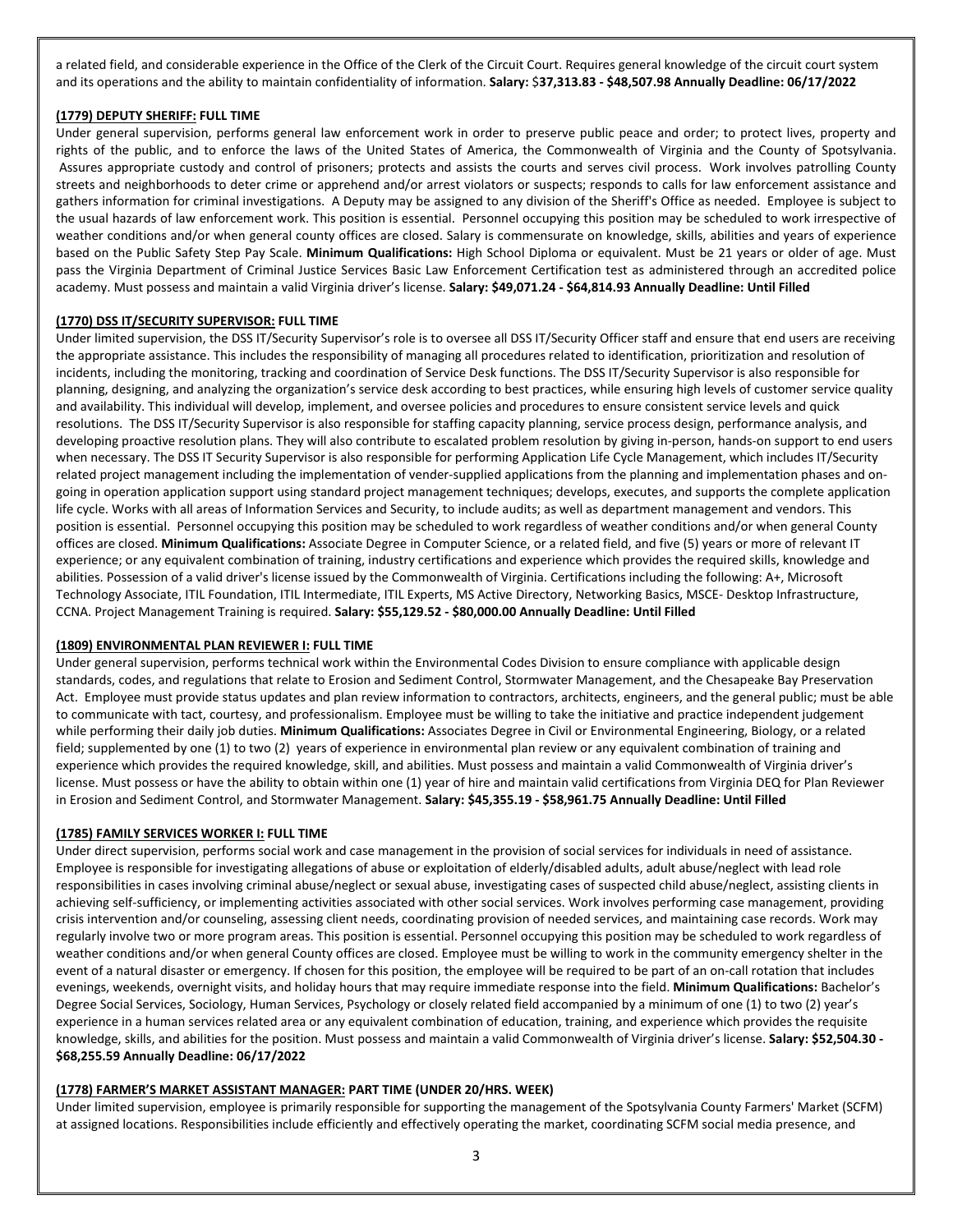a related field, and considerable experience in the Office of the Clerk of the Circuit Court. Requires general knowledge of the circuit court system and its operations and the ability to maintain confidentiality of information. **Salary:** $**37,313.83 - $48,507.98 Annually Deadline: 06/17/2022**

**(1779) DEPUTY SHERIFF: FULL TIME**

Under general supervision, performs general law enforcement work in order to preserve public peace and order; to protect lives, property and rights of the public, and to enforce the laws of the United States of America, the Commonwealth of Virginia and the County of Spotsylvania. Assures appropriate custody and control of prisoners; protects and assists the courts and serves civil process. Work involves patrolling County streets and neighborhoods to deter crime or apprehend and/or arrest violators or suspects; responds to calls for law enforcement assistance and gathers information for criminal investigations. A Deputy may be assigned to any division of the Sheriff's Office as needed. Employee is subject to the usual hazards of law enforcement work. This position is essential. Personnel occupying this position may be scheduled to work irrespective of weather conditions and/or when general county offices are closed. Salary is commensurate on knowledge, skills, abilities and years of experience based on the Public Safety Step Pay Scale. **Minimum Qualifications:** High School Diploma or equivalent. Must be 21 years or older of age. Must pass the Virginia Department of Criminal Justice Services Basic Law Enforcement Certification test as administered through an accredited police academy. Must possess and maintain a valid Virginia driver's license. **Salary: $49,071.24 - $64,814.93 Annually Deadline: Until Filled**

**(1770) DSS IT/SECURITY SUPERVISOR: FULL TIME**

Under limited supervision, the DSS IT/Security Supervisor's role is to oversee all DSS IT/Security Officer staff and ensure that end users are receiving the appropriate assistance. This includes the responsibility of managing all procedures related to identification, prioritization and resolution of incidents, including the monitoring, tracking and coordination of Service Desk functions. The DSS IT/Security Supervisor is also responsible for planning, designing, and analyzing the organization's service desk according to best practices, while ensuring high levels of customer service quality and availability. This individual will develop, implement, and oversee policies and procedures to ensure consistent service levels and quick resolutions. The DSS IT/Security Supervisor is also responsible for staffing capacity planning, service process design, performance analysis, and developing proactive resolution plans. They will also contribute to escalated problem resolution by giving in-person, hands-on support to end users when necessary. The DSS IT Security Supervisor is also responsible for performing Application Life Cycle Management, which includes IT/Security related project management including the implementation of vender-supplied applications from the planning and implementation phases and on-going in operation application support using standard project management techniques; develops, executes, and supports the complete application life cycle. Works with all areas of Information Services and Security, to include audits; as well as department management and vendors. This position is essential. Personnel occupying this position may be scheduled to work regardless of weather conditions and/or when general County offices are closed. **Minimum Qualifications:** Associate Degree in Computer Science, or a related field, and five (5) years or more of relevant IT experience; or any equivalent combination of training, industry certifications and experience which provides the required skills, knowledge and abilities. Possession of a valid driver's license issued by the Commonwealth of Virginia. Certifications including the following: A+, Microsoft Technology Associate, ITIL Foundation, ITIL Intermediate, ITIL Experts, MS Active Directory, Networking Basics, MSCE- Desktop Infrastructure, CCNA. Project Management Training is required. **Salary: $55,129.52 - $80,000.00 Annually Deadline: Until Filled**

**(1809) ENVIRONMENTAL PLAN REVIEWER I: FULL TIME**

Under general supervision, performs technical work within the Environmental Codes Division to ensure compliance with applicable design standards, codes, and regulations that relate to Erosion and Sediment Control, Stormwater Management, and the Chesapeake Bay Preservation Act. Employee must provide status updates and plan review information to contractors, architects, engineers, and the general public; must be able to communicate with tact, courtesy, and professionalism. Employee must be willing to take the initiative and practice independent judgement while performing their daily job duties. **Minimum Qualifications:** Associates Degree in Civil or Environmental Engineering, Biology, or a related field; supplemented by one (1) to two (2) years of experience in environmental plan review or any equivalent combination of training and experience which provides the required knowledge, skill, and abilities. Must possess and maintain a valid Commonwealth of Virginia driver's license. Must possess or have the ability to obtain within one (1) year of hire and maintain valid certifications from Virginia DEQ for Plan Reviewer in Erosion and Sediment Control, and Stormwater Management. **Salary: $45,355.19 - $58,961.75 Annually Deadline: Until Filled**

**(1785) FAMILY SERVICES WORKER I: FULL TIME**

Under direct supervision, performs social work and case management in the provision of social services for individuals in need of assistance. Employee is responsible for investigating allegations of abuse or exploitation of elderly/disabled adults, adult abuse/neglect with lead role responsibilities in cases involving criminal abuse/neglect or sexual abuse, investigating cases of suspected child abuse/neglect, assisting clients in achieving self-sufficiency, or implementing activities associated with other social services. Work involves performing case management, providing crisis intervention and/or counseling, assessing client needs, coordinating provision of needed services, and maintaining case records. Work may regularly involve two or more program areas. This position is essential. Personnel occupying this position may be scheduled to work regardless of weather conditions and/or when general County offices are closed. Employee must be willing to work in the community emergency shelter in the event of a natural disaster or emergency. If chosen for this position, the employee will be required to be part of an on-call rotation that includes evenings, weekends, overnight visits, and holiday hours that may require immediate response into the field. **Minimum Qualifications:** Bachelor's Degree Social Services, Sociology, Human Services, Psychology or closely related field accompanied by a minimum of one (1) to two (2) year's experience in a human services related area or any equivalent combination of education, training, and experience which provides the requisite knowledge, skills, and abilities for the position. Must possess and maintain a valid Commonwealth of Virginia driver's license. **Salary: $52,504.30 - $68,255.59 Annually Deadline: 06/17/2022**

**(1778) FARMER'S MARKET ASSISTANT MANAGER: PART TIME (UNDER 20/HRS. WEEK)**

Under limited supervision, employee is primarily responsible for supporting the management of the Spotsylvania County Farmers' Market (SCFM) at assigned locations. Responsibilities include efficiently and effectively operating the market, coordinating SCFM social media presence, and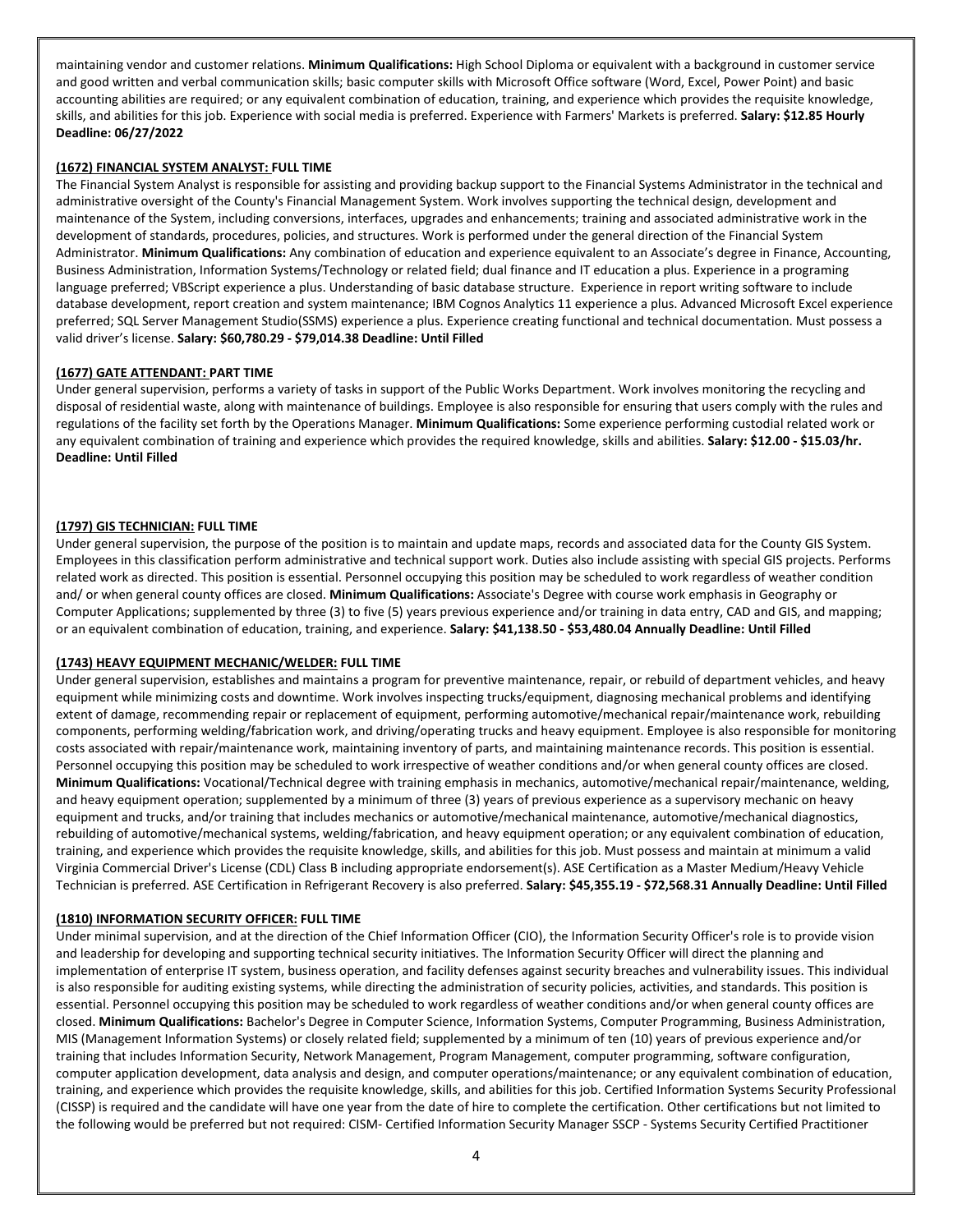maintaining vendor and customer relations. **Minimum Qualifications:** High School Diploma or equivalent with a background in customer service and good written and verbal communication skills; basic computer skills with Microsoft Office software (Word, Excel, Power Point) and basic accounting abilities are required; or any equivalent combination of education, training, and experience which provides the requisite knowledge, skills, and abilities for this job. Experience with social media is preferred. Experience with Farmers' Markets is preferred. **Salary: $12.85 Hourly Deadline: 06/27/2022**

**(1672) FINANCIAL SYSTEM ANALYST: FULL TIME**

The Financial System Analyst is responsible for assisting and providing backup support to the Financial Systems Administrator in the technical and administrative oversight of the County's Financial Management System. Work involves supporting the technical design, development and maintenance of the System, including conversions, interfaces, upgrades and enhancements; training and associated administrative work in the development of standards, procedures, policies, and structures. Work is performed under the general direction of the Financial System Administrator. **Minimum Qualifications:** Any combination of education and experience equivalent to an Associate's degree in Finance, Accounting, Business Administration, Information Systems/Technology or related field; dual finance and IT education a plus. Experience in a programing language preferred; VBScript experience a plus. Understanding of basic database structure. Experience in report writing software to include database development, report creation and system maintenance; IBM Cognos Analytics 11 experience a plus. Advanced Microsoft Excel experience preferred; SQL Server Management Studio(SSMS) experience a plus. Experience creating functional and technical documentation. Must possess a valid driver's license. **Salary: $60,780.29 - $79,014.38 Deadline: Until Filled**

**(1677) GATE ATTENDANT: PART TIME**

Under general supervision, performs a variety of tasks in support of the Public Works Department. Work involves monitoring the recycling and disposal of residential waste, along with maintenance of buildings. Employee is also responsible for ensuring that users comply with the rules and regulations of the facility set forth by the Operations Manager. **Minimum Qualifications:** Some experience performing custodial related work or any equivalent combination of training and experience which provides the required knowledge, skills and abilities. **Salary: $12.00 - $15.03/hr. Deadline: Until Filled**

**(1797) GIS TECHNICIAN: FULL TIME**

Under general supervision, the purpose of the position is to maintain and update maps, records and associated data for the County GIS System. Employees in this classification perform administrative and technical support work. Duties also include assisting with special GIS projects. Performs related work as directed. This position is essential. Personnel occupying this position may be scheduled to work regardless of weather condition and/ or when general county offices are closed. **Minimum Qualifications:** Associate's Degree with course work emphasis in Geography or Computer Applications; supplemented by three (3) to five (5) years previous experience and/or training in data entry, CAD and GIS, and mapping; or an equivalent combination of education, training, and experience. **Salary: $41,138.50 - $53,480.04 Annually Deadline: Until Filled**

**(1743) HEAVY EQUIPMENT MECHANIC/WELDER: FULL TIME**

Under general supervision, establishes and maintains a program for preventive maintenance, repair, or rebuild of department vehicles, and heavy equipment while minimizing costs and downtime. Work involves inspecting trucks/equipment, diagnosing mechanical problems and identifying extent of damage, recommending repair or replacement of equipment, performing automotive/mechanical repair/maintenance work, rebuilding components, performing welding/fabrication work, and driving/operating trucks and heavy equipment. Employee is also responsible for monitoring costs associated with repair/maintenance work, maintaining inventory of parts, and maintaining maintenance records. This position is essential. Personnel occupying this position may be scheduled to work irrespective of weather conditions and/or when general county offices are closed. **Minimum Qualifications:** Vocational/Technical degree with training emphasis in mechanics, automotive/mechanical repair/maintenance, welding, and heavy equipment operation; supplemented by a minimum of three (3) years of previous experience as a supervisory mechanic on heavy equipment and trucks, and/or training that includes mechanics or automotive/mechanical maintenance, automotive/mechanical diagnostics, rebuilding of automotive/mechanical systems, welding/fabrication, and heavy equipment operation; or any equivalent combination of education, training, and experience which provides the requisite knowledge, skills, and abilities for this job. Must possess and maintain at minimum a valid Virginia Commercial Driver's License (CDL) Class B including appropriate endorsement(s). ASE Certification as a Master Medium/Heavy Vehicle Technician is preferred. ASE Certification in Refrigerant Recovery is also preferred. **Salary: $45,355.19 - $72,568.31 Annually Deadline: Until Filled**

**(1810) INFORMATION SECURITY OFFICER: FULL TIME**

Under minimal supervision, and at the direction of the Chief Information Officer (CIO), the Information Security Officer's role is to provide vision and leadership for developing and supporting technical security initiatives. The Information Security Officer will direct the planning and implementation of enterprise IT system, business operation, and facility defenses against security breaches and vulnerability issues. This individual is also responsible for auditing existing systems, while directing the administration of security policies, activities, and standards. This position is essential. Personnel occupying this position may be scheduled to work regardless of weather conditions and/or when general county offices are closed. **Minimum Qualifications:** Bachelor's Degree in Computer Science, Information Systems, Computer Programming, Business Administration, MIS (Management Information Systems) or closely related field; supplemented by a minimum of ten (10) years of previous experience and/or training that includes Information Security, Network Management, Program Management, computer programming, software configuration, computer application development, data analysis and design, and computer operations/maintenance; or any equivalent combination of education, training, and experience which provides the requisite knowledge, skills, and abilities for this job. Certified Information Systems Security Professional (CISSP) is required and the candidate will have one year from the date of hire to complete the certification. Other certifications but not limited to the following would be preferred but not required: CISM- Certified Information Security Manager SSCP - Systems Security Certified Practitioner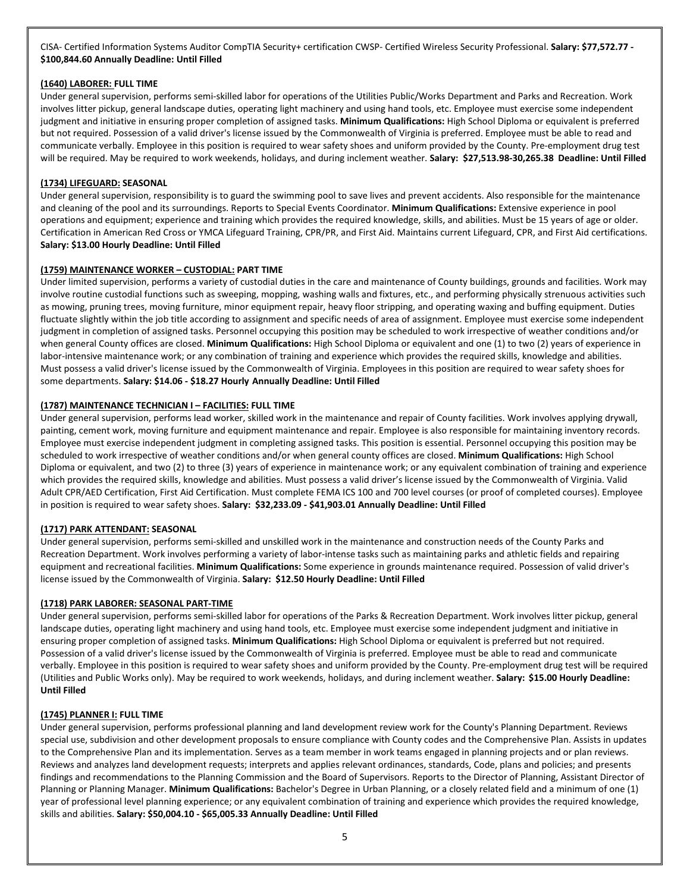CISA- Certified Information Systems Auditor CompTIA Security+ certification CWSP- Certified Wireless Security Professional. **Salary: $77,572.77 - $100,844.60 Annually Deadline: Until Filled**

**(1640) LABORER: FULL TIME**

Under general supervision, performs semi-skilled labor for operations of the Utilities Public/Works Department and Parks and Recreation. Work involves litter pickup, general landscape duties, operating light machinery and using hand tools, etc. Employee must exercise some independent judgment and initiative in ensuring proper completion of assigned tasks. **Minimum Qualifications:** High School Diploma or equivalent is preferred but not required. Possession of a valid driver's license issued by the Commonwealth of Virginia is preferred. Employee must be able to read and communicate verbally. Employee in this position is required to wear safety shoes and uniform provided by the County. Pre-employment drug test will be required. May be required to work weekends, holidays, and during inclement weather. **Salary: $27,513.98-30,265.38 Deadline: Until Filled**

**(1734) LIFEGUARD: SEASONAL**

Under general supervision, responsibility is to guard the swimming pool to save lives and prevent accidents. Also responsible for the maintenance and cleaning of the pool and its surroundings. Reports to Special Events Coordinator. **Minimum Qualifications:** Extensive experience in pool operations and equipment; experience and training which provides the required knowledge, skills, and abilities. Must be 15 years of age or older. Certification in American Red Cross or YMCA Lifeguard Training, CPR/PR, and First Aid. Maintains current Lifeguard, CPR, and First Aid certifications. **Salary: $13.00 Hourly Deadline: Until Filled**

**(1759) MAINTENANCE WORKER – CUSTODIAL: PART TIME**

Under limited supervision, performs a variety of custodial duties in the care and maintenance of County buildings, grounds and facilities. Work may involve routine custodial functions such as sweeping, mopping, washing walls and fixtures, etc., and performing physically strenuous activities such as mowing, pruning trees, moving furniture, minor equipment repair, heavy floor stripping, and operating waxing and buffing equipment. Duties fluctuate slightly within the job title according to assignment and specific needs of area of assignment. Employee must exercise some independent judgment in completion of assigned tasks. Personnel occupying this position may be scheduled to work irrespective of weather conditions and/or when general County offices are closed. **Minimum Qualifications:** High School Diploma or equivalent and one (1) to two (2) years of experience in labor-intensive maintenance work; or any combination of training and experience which provides the required skills, knowledge and abilities. Must possess a valid driver's license issued by the Commonwealth of Virginia. Employees in this position are required to wear safety shoes for some departments. **Salary: $14.06 - $18.27 Hourly Annually Deadline: Until Filled**

**(1787) MAINTENANCE TECHNICIAN I – FACILITIES: FULL TIME**

Under general supervision, performs lead worker, skilled work in the maintenance and repair of County facilities. Work involves applying drywall, painting, cement work, moving furniture and equipment maintenance and repair. Employee is also responsible for maintaining inventory records. Employee must exercise independent judgment in completing assigned tasks. This position is essential. Personnel occupying this position may be scheduled to work irrespective of weather conditions and/or when general county offices are closed. **Minimum Qualifications:** High School Diploma or equivalent, and two (2) to three (3) years of experience in maintenance work; or any equivalent combination of training and experience which provides the required skills, knowledge and abilities. Must possess a valid driver's license issued by the Commonwealth of Virginia. Valid Adult CPR/AED Certification, First Aid Certification. Must complete FEMA ICS 100 and 700 level courses (or proof of completed courses). Employee in position is required to wear safety shoes. **Salary: $32,233.09 - $41,903.01 Annually Deadline: Until Filled**

**(1717) PARK ATTENDANT: SEASONAL**

Under general supervision, performs semi-skilled and unskilled work in the maintenance and construction needs of the County Parks and Recreation Department. Work involves performing a variety of labor-intense tasks such as maintaining parks and athletic fields and repairing equipment and recreational facilities. **Minimum Qualifications:** Some experience in grounds maintenance required. Possession of valid driver's license issued by the Commonwealth of Virginia. **Salary: $12.50 Hourly Deadline: Until Filled**

**(1718) PARK LABORER: SEASONAL PART-TIME**

Under general supervision, performs semi-skilled labor for operations of the Parks & Recreation Department. Work involves litter pickup, general landscape duties, operating light machinery and using hand tools, etc. Employee must exercise some independent judgment and initiative in ensuring proper completion of assigned tasks. **Minimum Qualifications:** High School Diploma or equivalent is preferred but not required. Possession of a valid driver's license issued by the Commonwealth of Virginia is preferred. Employee must be able to read and communicate verbally. Employee in this position is required to wear safety shoes and uniform provided by the County. Pre-employment drug test will be required (Utilities and Public Works only). May be required to work weekends, holidays, and during inclement weather. **Salary: $15.00 Hourly Deadline: Until Filled**

**(1745) PLANNER I: FULL TIME**

Under general supervision, performs professional planning and land development review work for the County's Planning Department. Reviews special use, subdivision and other development proposals to ensure compliance with County codes and the Comprehensive Plan. Assists in updates to the Comprehensive Plan and its implementation. Serves as a team member in work teams engaged in planning projects and or plan reviews. Reviews and analyzes land development requests; interprets and applies relevant ordinances, standards, Code, plans and policies; and presents findings and recommendations to the Planning Commission and the Board of Supervisors. Reports to the Director of Planning, Assistant Director of Planning or Planning Manager. **Minimum Qualifications:** Bachelor's Degree in Urban Planning, or a closely related field and a minimum of one (1) year of professional level planning experience; or any equivalent combination of training and experience which provides the required knowledge, skills and abilities. **Salary: $50,004.10 - $65,005.33 Annually Deadline: Until Filled**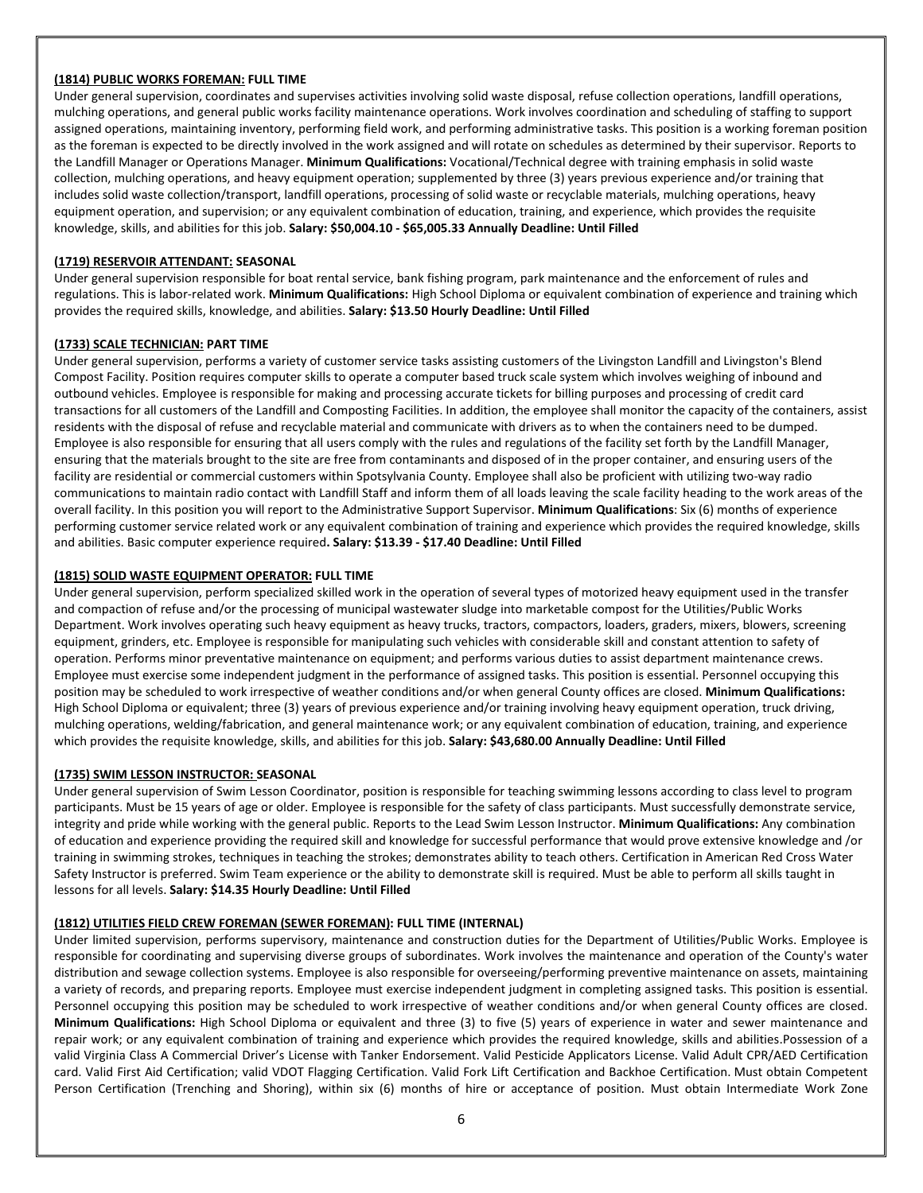**(1814) PUBLIC WORKS FOREMAN: FULL TIME**

Under general supervision, coordinates and supervises activities involving solid waste disposal, refuse collection operations, landfill operations, mulching operations, and general public works facility maintenance operations. Work involves coordination and scheduling of staffing to support assigned operations, maintaining inventory, performing field work, and performing administrative tasks. This position is a working foreman position as the foreman is expected to be directly involved in the work assigned and will rotate on schedules as determined by their supervisor. Reports to the Landfill Manager or Operations Manager. **Minimum Qualifications:** Vocational/Technical degree with training emphasis in solid waste collection, mulching operations, and heavy equipment operation; supplemented by three (3) years previous experience and/or training that includes solid waste collection/transport, landfill operations, processing of solid waste or recyclable materials, mulching operations, heavy equipment operation, and supervision; or any equivalent combination of education, training, and experience, which provides the requisite knowledge, skills, and abilities for this job. **Salary: $50,004.10 - $65,005.33 Annually Deadline: Until Filled**

**(1719) RESERVOIR ATTENDANT: SEASONAL**

Under general supervision responsible for boat rental service, bank fishing program, park maintenance and the enforcement of rules and regulations. This is labor-related work. **Minimum Qualifications:** High School Diploma or equivalent combination of experience and training which provides the required skills, knowledge, and abilities. **Salary: $13.50 Hourly Deadline: Until Filled**

**(1733) SCALE TECHNICIAN: PART TIME**

Under general supervision, performs a variety of customer service tasks assisting customers of the Livingston Landfill and Livingston's Blend Compost Facility. Position requires computer skills to operate a computer based truck scale system which involves weighing of inbound and outbound vehicles. Employee is responsible for making and processing accurate tickets for billing purposes and processing of credit card transactions for all customers of the Landfill and Composting Facilities. In addition, the employee shall monitor the capacity of the containers, assist residents with the disposal of refuse and recyclable material and communicate with drivers as to when the containers need to be dumped. Employee is also responsible for ensuring that all users comply with the rules and regulations of the facility set forth by the Landfill Manager, ensuring that the materials brought to the site are free from contaminants and disposed of in the proper container, and ensuring users of the facility are residential or commercial customers within Spotsylvania County. Employee shall also be proficient with utilizing two-way radio communications to maintain radio contact with Landfill Staff and inform them of all loads leaving the scale facility heading to the work areas of the overall facility. In this position you will report to the Administrative Support Supervisor. **Minimum Qualifications**: Six (6) months of experience performing customer service related work or any equivalent combination of training and experience which provides the required knowledge, skills and abilities. Basic computer experience required**. Salary: $13.39 - $17.40 Deadline: Until Filled**

**(1815) SOLID WASTE EQUIPMENT OPERATOR: FULL TIME**

Under general supervision, perform specialized skilled work in the operation of several types of motorized heavy equipment used in the transfer and compaction of refuse and/or the processing of municipal wastewater sludge into marketable compost for the Utilities/Public Works Department. Work involves operating such heavy equipment as heavy trucks, tractors, compactors, loaders, graders, mixers, blowers, screening equipment, grinders, etc. Employee is responsible for manipulating such vehicles with considerable skill and constant attention to safety of operation. Performs minor preventative maintenance on equipment; and performs various duties to assist department maintenance crews. Employee must exercise some independent judgment in the performance of assigned tasks. This position is essential. Personnel occupying this position may be scheduled to work irrespective of weather conditions and/or when general County offices are closed. **Minimum Qualifications:** High School Diploma or equivalent; three (3) years of previous experience and/or training involving heavy equipment operation, truck driving, mulching operations, welding/fabrication, and general maintenance work; or any equivalent combination of education, training, and experience which provides the requisite knowledge, skills, and abilities for this job. **Salary: $43,680.00 Annually Deadline: Until Filled**

**(1735) SWIM LESSON INSTRUCTOR: SEASONAL**

Under general supervision of Swim Lesson Coordinator, position is responsible for teaching swimming lessons according to class level to program participants. Must be 15 years of age or older. Employee is responsible for the safety of class participants. Must successfully demonstrate service, integrity and pride while working with the general public. Reports to the Lead Swim Lesson Instructor. **Minimum Qualifications:** Any combination of education and experience providing the required skill and knowledge for successful performance that would prove extensive knowledge and /or training in swimming strokes, techniques in teaching the strokes; demonstrates ability to teach others. Certification in American Red Cross Water Safety Instructor is preferred. Swim Team experience or the ability to demonstrate skill is required. Must be able to perform all skills taught in lessons for all levels. **Salary: $14.35 Hourly Deadline: Until Filled**

**(1812) UTILITIES FIELD CREW FOREMAN (SEWER FOREMAN): FULL TIME (INTERNAL)**

Under limited supervision, performs supervisory, maintenance and construction duties for the Department of Utilities/Public Works. Employee is responsible for coordinating and supervising diverse groups of subordinates. Work involves the maintenance and operation of the County's water distribution and sewage collection systems. Employee is also responsible for overseeing/performing preventive maintenance on assets, maintaining a variety of records, and preparing reports. Employee must exercise independent judgment in completing assigned tasks. This position is essential. Personnel occupying this position may be scheduled to work irrespective of weather conditions and/or when general County offices are closed. **Minimum Qualifications:** High School Diploma or equivalent and three (3) to five (5) years of experience in water and sewer maintenance and repair work; or any equivalent combination of training and experience which provides the required knowledge, skills and abilities.Possession of a valid Virginia Class A Commercial Driver's License with Tanker Endorsement. Valid Pesticide Applicators License. Valid Adult CPR/AED Certification card. Valid First Aid Certification; valid VDOT Flagging Certification. Valid Fork Lift Certification and Backhoe Certification. Must obtain Competent Person Certification (Trenching and Shoring), within six (6) months of hire or acceptance of position. Must obtain Intermediate Work Zone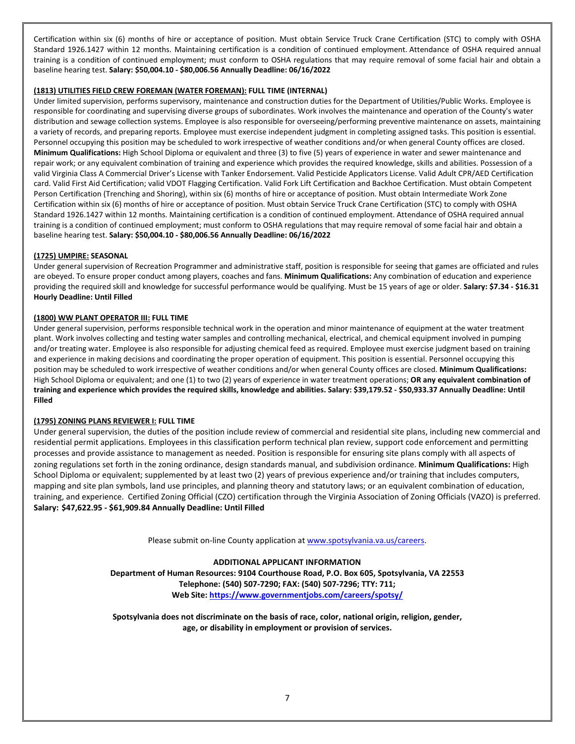Certification within six (6) months of hire or acceptance of position. Must obtain Service Truck Crane Certification (STC) to comply with OSHA Standard 1926.1427 within 12 months. Maintaining certification is a condition of continued employment. Attendance of OSHA required annual training is a condition of continued employment; must conform to OSHA regulations that may require removal of some facial hair and obtain a baseline hearing test. **Salary: $50,004.10 - $80,006.56 Annually Deadline: 06/16/2022**

**(1813) UTILITIES FIELD CREW FOREMAN (WATER FOREMAN): FULL TIME (INTERNAL)**

Under limited supervision, performs supervisory, maintenance and construction duties for the Department of Utilities/Public Works. Employee is responsible for coordinating and supervising diverse groups of subordinates. Work involves the maintenance and operation of the County's water distribution and sewage collection systems. Employee is also responsible for overseeing/performing preventive maintenance on assets, maintaining a variety of records, and preparing reports. Employee must exercise independent judgment in completing assigned tasks. This position is essential. Personnel occupying this position may be scheduled to work irrespective of weather conditions and/or when general County offices are closed. **Minimum Qualifications:** High School Diploma or equivalent and three (3) to five (5) years of experience in water and sewer maintenance and repair work; or any equivalent combination of training and experience which provides the required knowledge, skills and abilities. Possession of a valid Virginia Class A Commercial Driver's License with Tanker Endorsement. Valid Pesticide Applicators License. Valid Adult CPR/AED Certification card. Valid First Aid Certification; valid VDOT Flagging Certification. Valid Fork Lift Certification and Backhoe Certification. Must obtain Competent Person Certification (Trenching and Shoring), within six (6) months of hire or acceptance of position. Must obtain Intermediate Work Zone Certification within six (6) months of hire or acceptance of position. Must obtain Service Truck Crane Certification (STC) to comply with OSHA Standard 1926.1427 within 12 months. Maintaining certification is a condition of continued employment. Attendance of OSHA required annual training is a condition of continued employment; must conform to OSHA regulations that may require removal of some facial hair and obtain a baseline hearing test. **Salary: $50,004.10 - $80,006.56 Annually Deadline: 06/16/2022**

**(1725) UMPIRE: SEASONAL**

Under general supervision of Recreation Programmer and administrative staff, position is responsible for seeing that games are officiated and rules are obeyed. To ensure proper conduct among players, coaches and fans. **Minimum Qualifications:** Any combination of education and experience providing the required skill and knowledge for successful performance would be qualifying. Must be 15 years of age or older. **Salary: $7.34 - $16.31 Hourly Deadline: Until Filled**

**(1800) WW PLANT OPERATOR III: FULL TIME**

Under general supervision, performs responsible technical work in the operation and minor maintenance of equipment at the water treatment plant. Work involves collecting and testing water samples and controlling mechanical, electrical, and chemical equipment involved in pumping and/or treating water. Employee is also responsible for adjusting chemical feed as required. Employee must exercise judgment based on training and experience in making decisions and coordinating the proper operation of equipment. This position is essential. Personnel occupying this position may be scheduled to work irrespective of weather conditions and/or when general County offices are closed. **Minimum Qualifications:** High School Diploma or equivalent; and one (1) to two (2) years of experience in water treatment operations; **OR any equivalent combination of training and experience which provides the required skills, knowledge and abilities. Salary: $39,179.52 - $50,933.37 Annually Deadline: Until Filled**

**(1795) ZONING PLANS REVIEWER I: FULL TIME**

Under general supervision, the duties of the position include review of commercial and residential site plans, including new commercial and residential permit applications. Employees in this classification perform technical plan review, support code enforcement and permitting processes and provide assistance to management as needed. Position is responsible for ensuring site plans comply with all aspects of zoning regulations set forth in the zoning ordinance, design standards manual, and subdivision ordinance. **Minimum Qualifications:** High School Diploma or equivalent; supplemented by at least two (2) years of previous experience and/or training that includes computers, mapping and site plan symbols, land use principles, and planning theory and statutory laws; or an equivalent combination of education, training, and experience. Certified Zoning Official (CZO) certification through the Virginia Association of Zoning Officials (VAZO) is preferred. **Salary: $47,622.95 - $61,909.84 Annually Deadline: Until Filled**

Please submit on-line County application at [www.spotsylvania.va.us/careers](www.spotsylvania.va.us/careers).

**ADDITIONAL APPLICANT INFORMATION**

**Department of Human Resources: 9104 Courthouse Road, P.O. Box 605, Spotsylvania, VA 22553**

**Telephone: (540) 507-7290; FAX: (540) 507-7296; TTY: 711;**

**Web Site: [https://www.governmentjobs.com/careers/spotsy/](https://www.governmentjobs.com/careers/spotsy/)**

**Spotsylvania does not discriminate on the basis of race, color, national origin, religion, gender, age, or disability in employment or provision of services.**